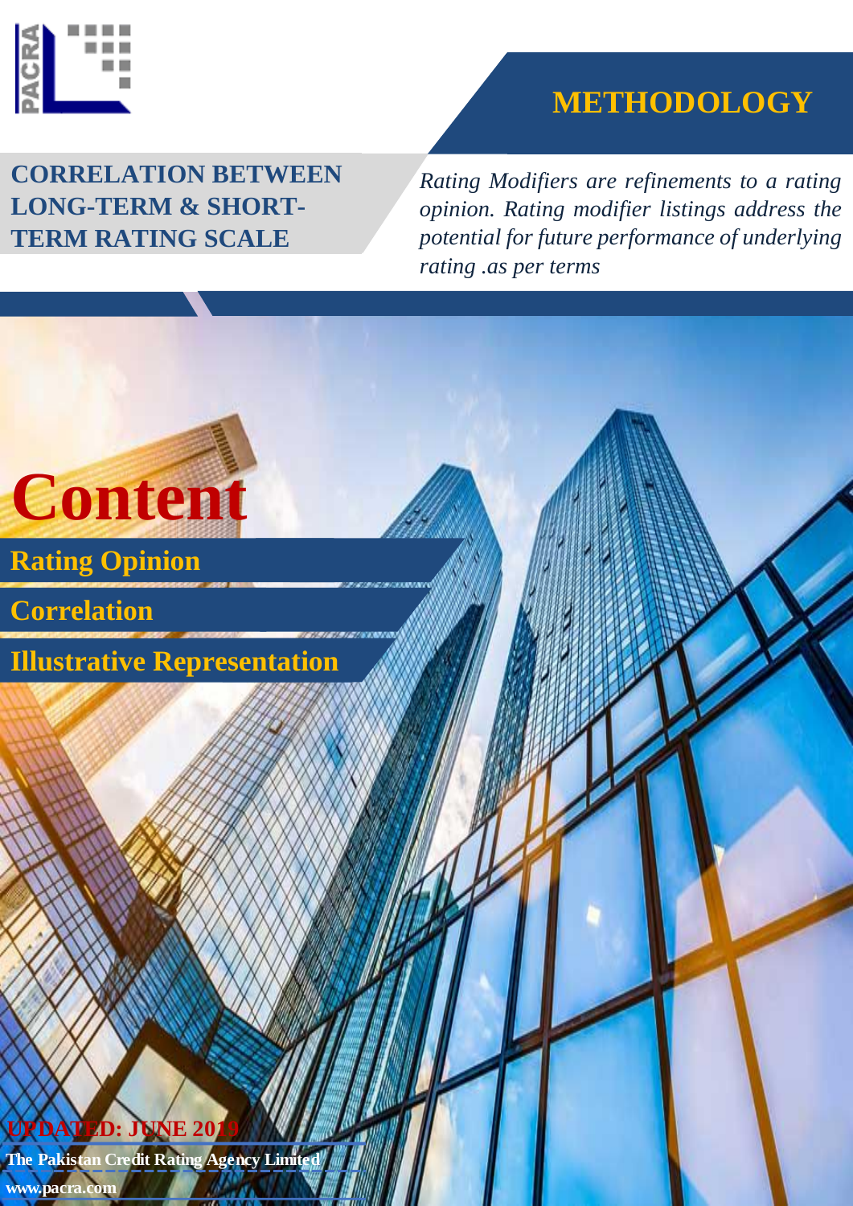PACRA

# METHODOLOGY

## CORRELATION BETWEEN LONG-TERM & SHORT-TERM RATING SCALE

*Rating Modifiers are refinements to a rating opinion. Rating modifier listings address the potential for future performance of underlying rating .as per terms*

# Content

- Rating Opinion
- Correlation
- Illustrative Representation

UPDATED: JUNE 2019

**The Pakistan Credit Rating Agency Limited**

**www.pacra.com**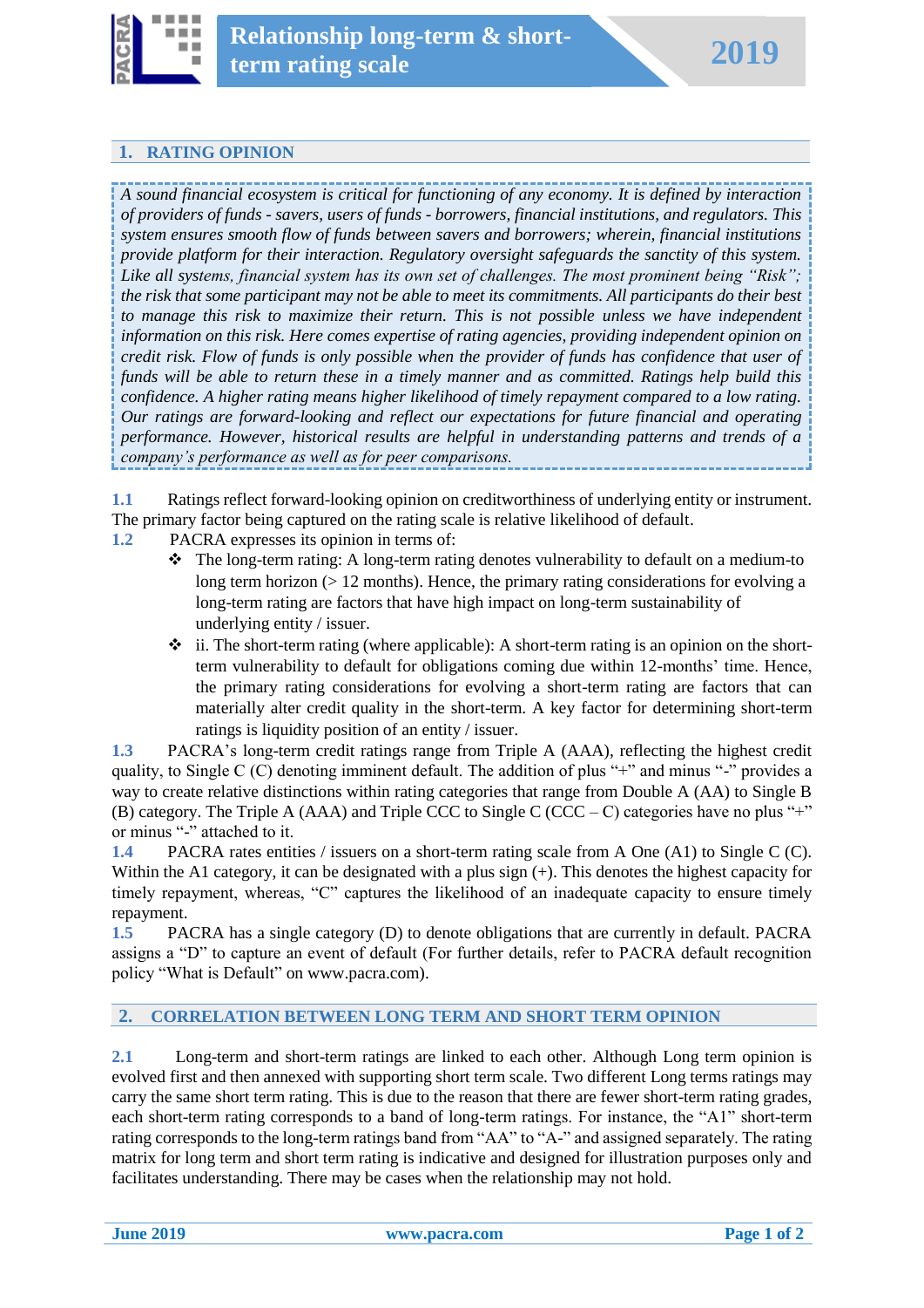# Relationship long-term & short-term rating scale

## 1. RATING OPINION

*A sound financial ecosystem is critical for functioning of any economy. It is defined by interaction of providers of funds - savers, users of funds - borrowers, financial institutions, and regulators. This system ensures smooth flow of funds between savers and borrowers; wherein, financial institutions provide platform for their interaction. Regulatory oversight safeguards the sanctity of this system. Like all systems, financial system has its own set of challenges. The most prominent being "Risk"; the risk that some participant may not be able to meet its commitments. All participants do their best to manage this risk to maximize their return. This is not possible unless we have independent information on this risk. Here comes expertise of rating agencies, providing independent opinion on credit risk. Flow of funds is only possible when the provider of funds has confidence that user of funds will be able to return these in a timely manner and as committed. Ratings help build this confidence. A higher rating means higher likelihood of timely repayment compared to a low rating. Our ratings are forward-looking and reflect our expectations for future financial and operating performance. However, historical results are helpful in understanding patterns and trends of a company's performance as well as for peer comparisons.*

**1.1** Ratings reflect forward-looking opinion on creditworthiness of underlying entity or instrument. The primary factor being captured on the rating scale is relative likelihood of default.

**1.2** PACRA expresses its opinion in terms of:

- The long-term rating: A long-term rating denotes vulnerability to default on a medium-to long term horizon (> 12 months). Hence, the primary rating considerations for evolving a long-term rating are factors that have high impact on long-term sustainability of underlying entity / issuer.
- ii. The short-term rating (where applicable): A short-term rating is an opinion on the short-term vulnerability to default for obligations coming due within 12-months' time. Hence, the primary rating considerations for evolving a short-term rating are factors that can materially alter credit quality in the short-term. A key factor for determining short-term ratings is liquidity position of an entity / issuer.

**1.3** PACRA's long-term credit ratings range from Triple A (AAA), reflecting the highest credit quality, to Single C (C) denoting imminent default. The addition of plus "+" and minus "-" provides a way to create relative distinctions within rating categories that range from Double A (AA) to Single B (B) category. The Triple A (AAA) and Triple CCC to Single C (CCC – C) categories have no plus "+" or minus "-" attached to it.

**1.4** PACRA rates entities / issuers on a short-term rating scale from A One (A1) to Single C (C). Within the A1 category, it can be designated with a plus sign (+). This denotes the highest capacity for timely repayment, whereas, "C" captures the likelihood of an inadequate capacity to ensure timely repayment.

**1.5** PACRA has a single category (D) to denote obligations that are currently in default. PACRA assigns a "D" to capture an event of default (For further details, refer to PACRA default recognition policy "What is Default" on www.pacra.com).

## 2. CORRELATION BETWEEN LONG TERM AND SHORT TERM OPINION

**2.1** Long-term and short-term ratings are linked to each other. Although Long term opinion is evolved first and then annexed with supporting short term scale. Two different Long terms ratings may carry the same short term rating. This is due to the reason that there are fewer short-term rating grades, each short-term rating corresponds to a band of long-term ratings. For instance, the "A1" short-term rating corresponds to the long-term ratings band from "AA" to "A-" and assigned separately. The rating matrix for long term and short term rating is indicative and designed for illustration purposes only and facilitates understanding. There may be cases when the relationship may not hold.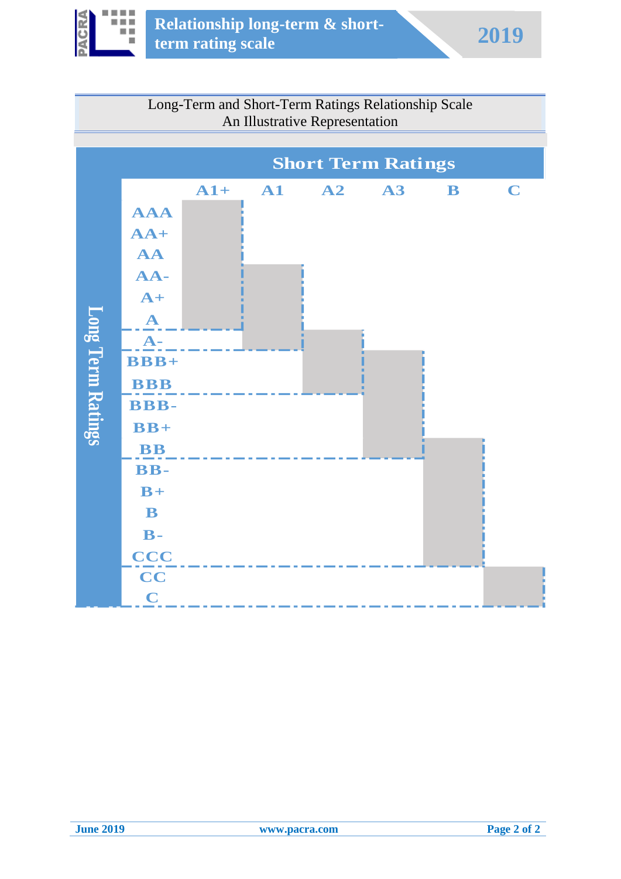# Relationship long-term & short-term rating scale

2019

Long-Term and Short-Term Ratings Relationship Scale
An Illustrative Representation

Short Term Ratings

A1+
A1
A2
A3
B
C

Long Term Ratings

AAA
AA+
AA
AA-
A+
A
A-
BBB+
BBB
BBB-
BB+
BB
BB-
B+
B
B-
CCC
CC
C